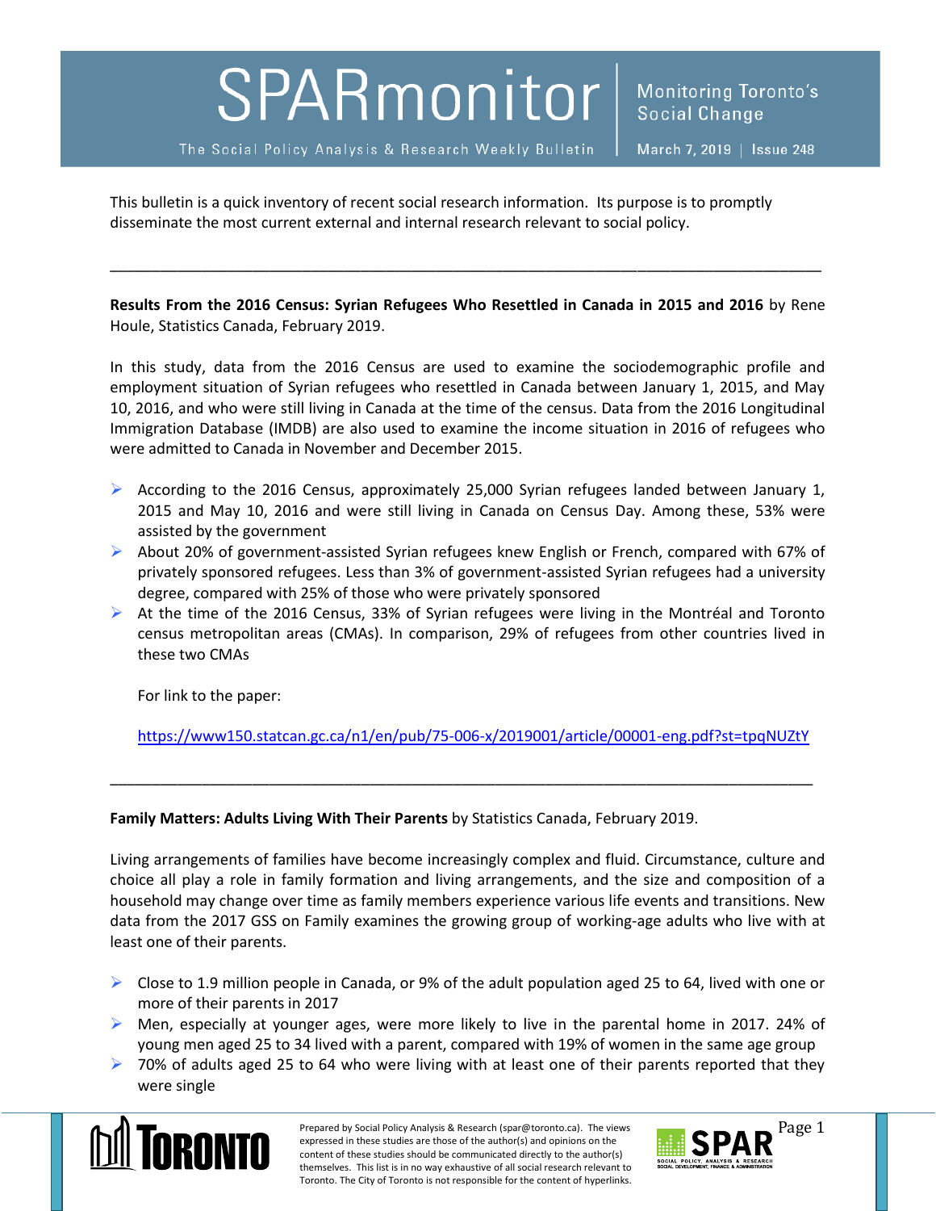# SPARmonitor

The Social Policy Analysis & Research Weekly Bulletin

Monitoring Toronto's Social Change

March 7, 2019 | Issue 248

This bulletin is a quick inventory of recent social research information. Its purpose is to promptly disseminate the most current external and internal research relevant to social policy.

---

**Results From the 2016 Census: Syrian Refugees Who Resettled in Canada in 2015 and 2016** by Rene Houle, Statistics Canada, February 2019.

In this study, data from the 2016 Census are used to examine the sociodemographic profile and employment situation of Syrian refugees who resettled in Canada between January 1, 2015, and May 10, 2016, and who were still living in Canada at the time of the census. Data from the 2016 Longitudinal Immigration Database (IMDB) are also used to examine the income situation in 2016 of refugees who were admitted to Canada in November and December 2015.

- According to the 2016 Census, approximately 25,000 Syrian refugees landed between January 1, 2015 and May 10, 2016 and were still living in Canada on Census Day. Among these, 53% were assisted by the government
- About 20% of government-assisted Syrian refugees knew English or French, compared with 67% of privately sponsored refugees. Less than 3% of government-assisted Syrian refugees had a university degree, compared with 25% of those who were privately sponsored
- At the time of the 2016 Census, 33% of Syrian refugees were living in the Montréal and Toronto census metropolitan areas (CMAs). In comparison, 29% of refugees from other countries lived in these two CMAs

  For link to the paper:

  https://www150.statcan.gc.ca/n1/en/pub/75-006-x/2019001/article/00001-eng.pdf?st=tpqNUZtY

---

**Family Matters: Adults Living With Their Parents** by Statistics Canada, February 2019.

Living arrangements of families have become increasingly complex and fluid. Circumstance, culture and choice all play a role in family formation and living arrangements, and the size and composition of a household may change over time as family members experience various life events and transitions. New data from the 2017 GSS on Family examines the growing group of working-age adults who live with at least one of their parents.

- Close to 1.9 million people in Canada, or 9% of the adult population aged 25 to 64, lived with one or more of their parents in 2017
- Men, especially at younger ages, were more likely to live in the parental home in 2017. 24% of young men aged 25 to 34 lived with a parent, compared with 19% of women in the same age group
- 70% of adults aged 25 to 64 who were living with at least one of their parents reported that they were single

Prepared by Social Policy Analysis & Research (spar@toronto.ca). The views expressed in these studies are those of the author(s) and opinions on the content of these studies should be communicated directly to the author(s) themselves. This list is in no way exhaustive of all social research relevant to Toronto. The City of Toronto is not responsible for the content of hyperlinks.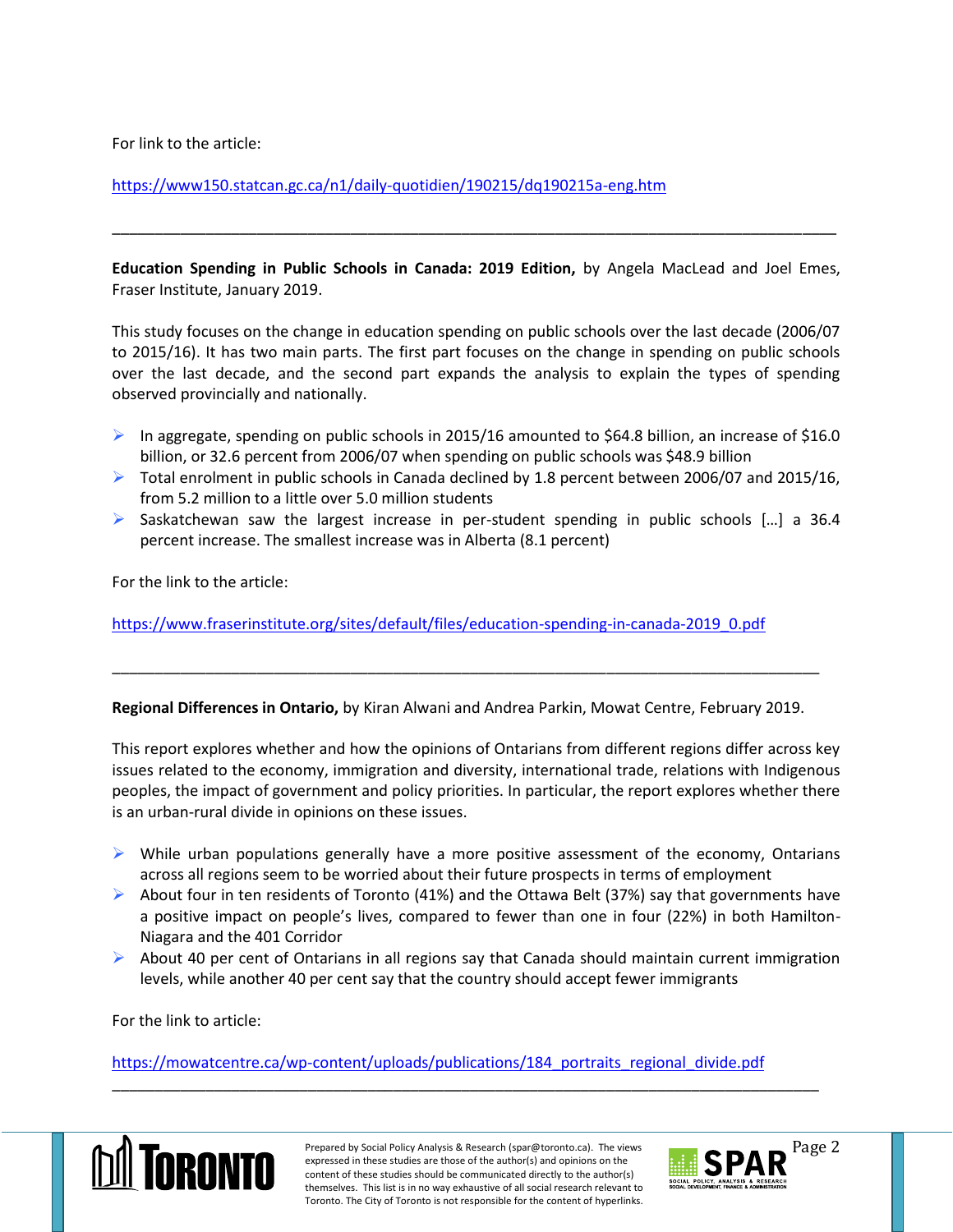For link to the article:

https://www150.statcan.gc.ca/n1/daily-quotidien/190215/dq190215a-eng.htm

---

**Education Spending in Public Schools in Canada: 2019 Edition,** by Angela MacLead and Joel Emes, Fraser Institute, January 2019.

This study focuses on the change in education spending on public schools over the last decade (2006/07 to 2015/16). It has two main parts. The first part focuses on the change in spending on public schools over the last decade, and the second part expands the analysis to explain the types of spending observed provincially and nationally.

- In aggregate, spending on public schools in 2015/16 amounted to $64.8 billion, an increase of $16.0 billion, or 32.6 percent from 2006/07 when spending on public schools was $48.9 billion
- Total enrolment in public schools in Canada declined by 1.8 percent between 2006/07 and 2015/16, from 5.2 million to a little over 5.0 million students
- Saskatchewan saw the largest increase in per-student spending in public schools […] a 36.4 percent increase. The smallest increase was in Alberta (8.1 percent)

For the link to the article:

https://www.fraserinstitute.org/sites/default/files/education-spending-in-canada-2019_0.pdf

---

**Regional Differences in Ontario,** by Kiran Alwani and Andrea Parkin, Mowat Centre, February 2019.

This report explores whether and how the opinions of Ontarians from different regions differ across key issues related to the economy, immigration and diversity, international trade, relations with Indigenous peoples, the impact of government and policy priorities. In particular, the report explores whether there is an urban-rural divide in opinions on these issues.

- While urban populations generally have a more positive assessment of the economy, Ontarians across all regions seem to be worried about their future prospects in terms of employment
- About four in ten residents of Toronto (41%) and the Ottawa Belt (37%) say that governments have a positive impact on people's lives, compared to fewer than one in four (22%) in both Hamilton-Niagara and the 401 Corridor
- About 40 per cent of Ontarians in all regions say that Canada should maintain current immigration levels, while another 40 per cent say that the country should accept fewer immigrants

For the link to article:

https://mowatcentre.ca/wp-content/uploads/publications/184_portraits_regional_divide.pdf

---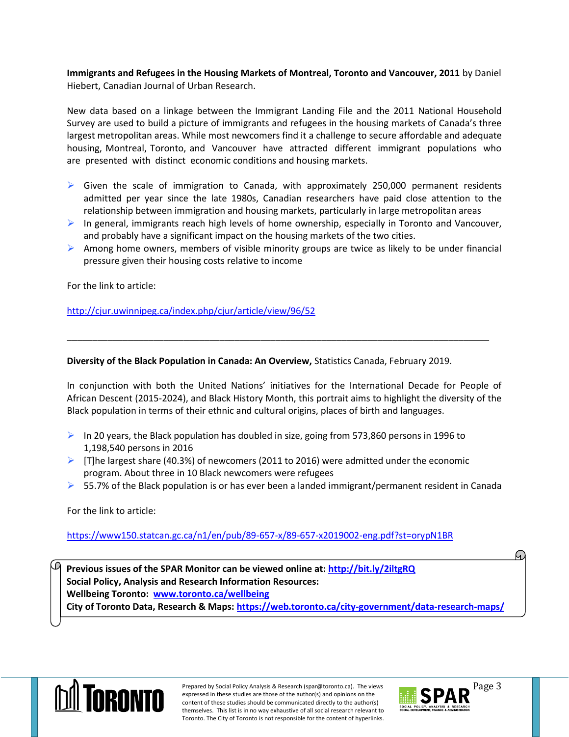**Immigrants and Refugees in the Housing Markets of Montreal, Toronto and Vancouver, 2011** by Daniel Hiebert, Canadian Journal of Urban Research.

New data based on a linkage between the Immigrant Landing File and the 2011 National Household Survey are used to build a picture of immigrants and refugees in the housing markets of Canada's three largest metropolitan areas. While most newcomers find it a challenge to secure affordable and adequate housing, Montreal, Toronto, and Vancouver have attracted different immigrant populations who are presented with distinct economic conditions and housing markets.

- Given the scale of immigration to Canada, with approximately 250,000 permanent residents admitted per year since the late 1980s, Canadian researchers have paid close attention to the relationship between immigration and housing markets, particularly in large metropolitan areas
- In general, immigrants reach high levels of home ownership, especially in Toronto and Vancouver, and probably have a significant impact on the housing markets of the two cities.
- Among home owners, members of visible minority groups are twice as likely to be under financial pressure given their housing costs relative to income

For the link to article:

http://cjur.uwinnipeg.ca/index.php/cjur/article/view/96/52

---

**Diversity of the Black Population in Canada: An Overview,** Statistics Canada, February 2019.

In conjunction with both the United Nations' initiatives for the International Decade for People of African Descent (2015-2024), and Black History Month, this portrait aims to highlight the diversity of the Black population in terms of their ethnic and cultural origins, places of birth and languages.

- In 20 years, the Black population has doubled in size, going from 573,860 persons in 1996 to 1,198,540 persons in 2016
- [T]he largest share (40.3%) of newcomers (2011 to 2016) were admitted under the economic program. About three in 10 Black newcomers were refugees
- 55.7% of the Black population is or has ever been a landed immigrant/permanent resident in Canada

For the link to article:

https://www150.statcan.gc.ca/n1/en/pub/89-657-x/89-657-x2019002-eng.pdf?st=orypN1BR

**Previous issues of the SPAR Monitor can be viewed online at: http://bit.ly/2iltgRQ**
**Social Policy, Analysis and Research Information Resources:**
**Wellbeing Toronto: www.toronto.ca/wellbeing**
**City of Toronto Data, Research & Maps: https://web.toronto.ca/city-government/data-research-maps/**

Prepared by Social Policy Analysis & Research (spar@toronto.ca). The views expressed in these studies are those of the author(s) and opinions on the content of these studies should be communicated directly to the author(s) themselves. This list is in no way exhaustive of all social research relevant to Toronto. The City of Toronto is not responsible for the content of hyperlinks.